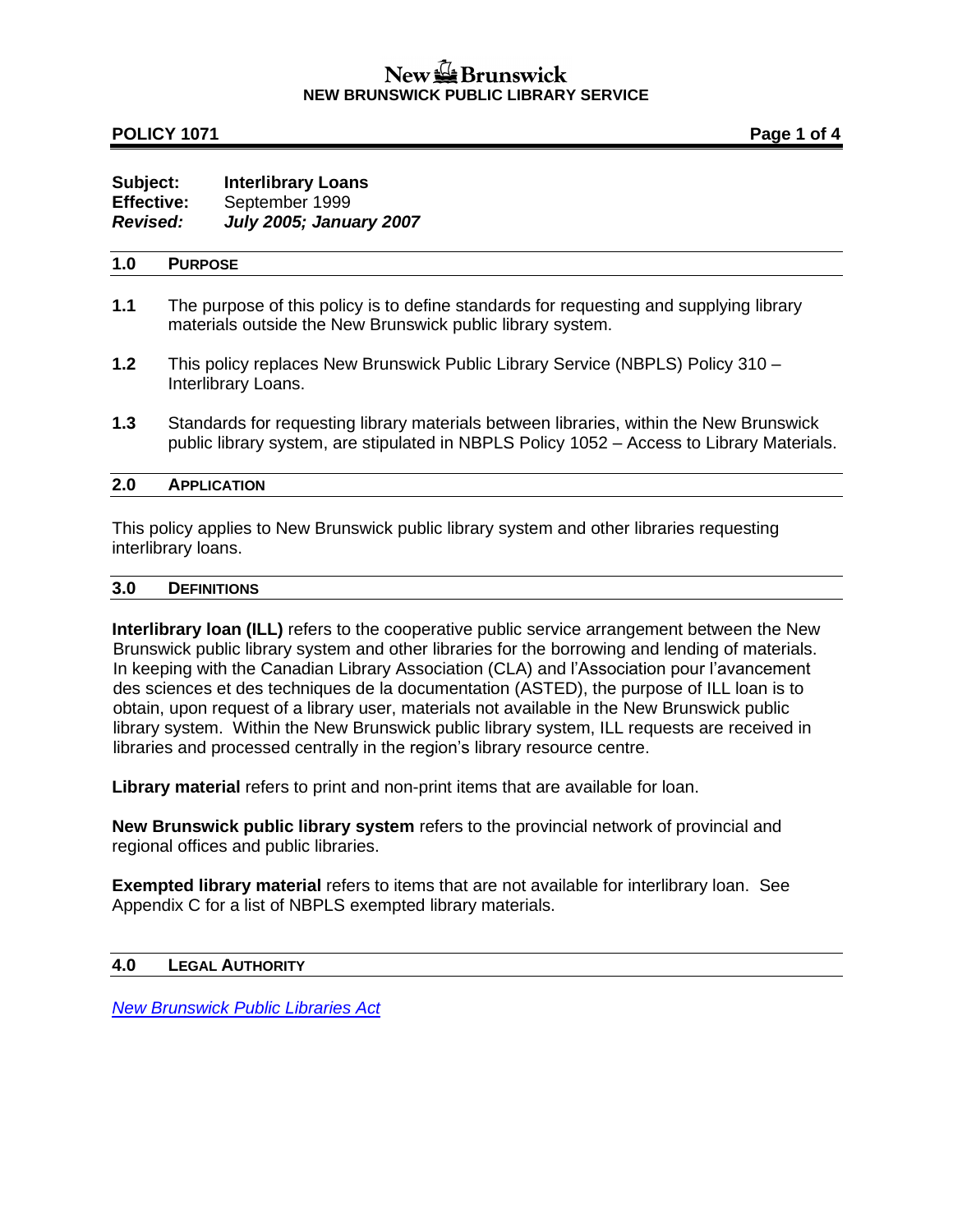**New Brunswick**
**NEW BRUNSWICK PUBLIC LIBRARY SERVICE**

**POLICY 1071**

| | |
|---|---|
| **Subject:** | **Interlibrary Loans** |
| **Effective:** | September 1999 |
| ***Revised:*** | ***July 2005; January 2007*** |

## 1.0 PURPOSE

**1.1** The purpose of this policy is to define standards for requesting and supplying library materials outside the New Brunswick public library system.

**1.2** This policy replaces New Brunswick Public Library Service (NBPLS) Policy 310 – Interlibrary Loans.

**1.3** Standards for requesting library materials between libraries, within the New Brunswick public library system, are stipulated in NBPLS Policy 1052 – Access to Library Materials.

## 2.0 APPLICATION

This policy applies to New Brunswick public library system and other libraries requesting interlibrary loans.

## 3.0 DEFINITIONS

**Interlibrary loan (ILL)** refers to the cooperative public service arrangement between the New Brunswick public library system and other libraries for the borrowing and lending of materials. In keeping with the Canadian Library Association (CLA) and l'Association pour l'avancement des sciences et des techniques de la documentation (ASTED), the purpose of ILL loan is to obtain, upon request of a library user, materials not available in the New Brunswick public library system. Within the New Brunswick public library system, ILL requests are received in libraries and processed centrally in the region's library resource centre.

**Library material** refers to print and non-print items that are available for loan.

**New Brunswick public library system** refers to the provincial network of provincial and regional offices and public libraries.

**Exempted library material** refers to items that are not available for interlibrary loan. See Appendix C for a list of NBPLS exempted library materials.

## 4.0 LEGAL AUTHORITY

*New Brunswick Public Libraries Act*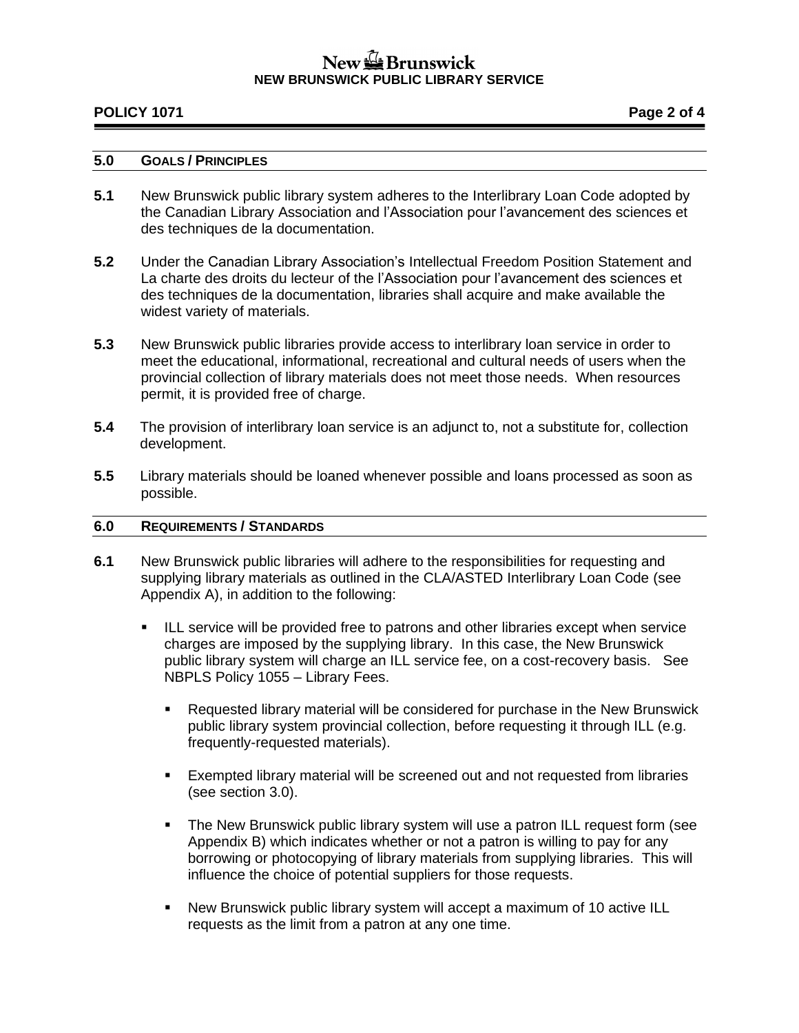## 5.0 GOALS / PRINCIPLES

**5.1** New Brunswick public library system adheres to the Interlibrary Loan Code adopted by the Canadian Library Association and l'Association pour l'avancement des sciences et des techniques de la documentation.

**5.2** Under the Canadian Library Association's Intellectual Freedom Position Statement and La charte des droits du lecteur of the l'Association pour l'avancement des sciences et des techniques de la documentation, libraries shall acquire and make available the widest variety of materials.

**5.3** New Brunswick public libraries provide access to interlibrary loan service in order to meet the educational, informational, recreational and cultural needs of users when the provincial collection of library materials does not meet those needs. When resources permit, it is provided free of charge.

**5.4** The provision of interlibrary loan service is an adjunct to, not a substitute for, collection development.

**5.5** Library materials should be loaned whenever possible and loans processed as soon as possible.

## 6.0 REQUIREMENTS / STANDARDS

**6.1** New Brunswick public libraries will adhere to the responsibilities for requesting and supplying library materials as outlined in the CLA/ASTED Interlibrary Loan Code (see Appendix A), in addition to the following:

- ILL service will be provided free to patrons and other libraries except when service charges are imposed by the supplying library. In this case, the New Brunswick public library system will charge an ILL service fee, on a cost-recovery basis. See NBPLS Policy 1055 – Library Fees.
  - Requested library material will be considered for purchase in the New Brunswick public library system provincial collection, before requesting it through ILL (e.g. frequently-requested materials).
  - Exempted library material will be screened out and not requested from libraries (see section 3.0).
  - The New Brunswick public library system will use a patron ILL request form (see Appendix B) which indicates whether or not a patron is willing to pay for any borrowing or photocopying of library materials from supplying libraries. This will influence the choice of potential suppliers for those requests.
  - New Brunswick public library system will accept a maximum of 10 active ILL requests as the limit from a patron at any one time.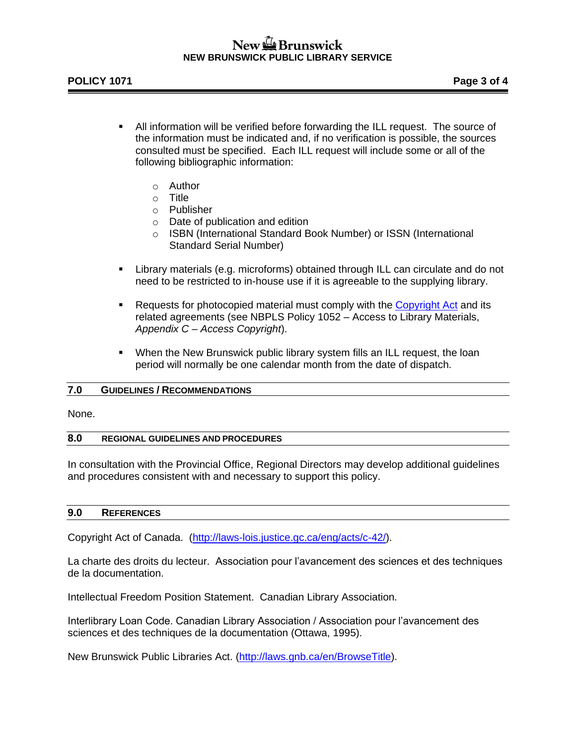- All information will be verified before forwarding the ILL request. The source of the information must be indicated and, if no verification is possible, the sources consulted must be specified. Each ILL request will include some or all of the following bibliographic information:

  - Author
  - Title
  - Publisher
  - Date of publication and edition
  - ISBN (International Standard Book Number) or ISSN (International Standard Serial Number)

- Library materials (e.g. microforms) obtained through ILL can circulate and do not need to be restricted to in-house use if it is agreeable to the supplying library.

- Requests for photocopied material must comply with the [Copyright Act](http://laws-lois.justice.gc.ca/eng/acts/c-42/) and its related agreements (see NBPLS Policy 1052 – Access to Library Materials, *Appendix C – Access Copyright*).

- When the New Brunswick public library system fills an ILL request, the loan period will normally be one calendar month from the date of dispatch.

## 7.0 Guidelines / Recommendations

None.

## 8.0 Regional Guidelines and Procedures

In consultation with the Provincial Office, Regional Directors may develop additional guidelines and procedures consistent with and necessary to support this policy.

## 9.0 References

Copyright Act of Canada. ([http://laws-lois.justice.gc.ca/eng/acts/c-42/](http://laws-lois.justice.gc.ca/eng/acts/c-42/)).

La charte des droits du lecteur. Association pour l'avancement des sciences et des techniques de la documentation.

Intellectual Freedom Position Statement. Canadian Library Association.

Interlibrary Loan Code. Canadian Library Association / Association pour l'avancement des sciences et des techniques de la documentation (Ottawa, 1995).

New Brunswick Public Libraries Act. ([http://laws.gnb.ca/en/BrowseTitle](http://laws.gnb.ca/en/BrowseTitle)).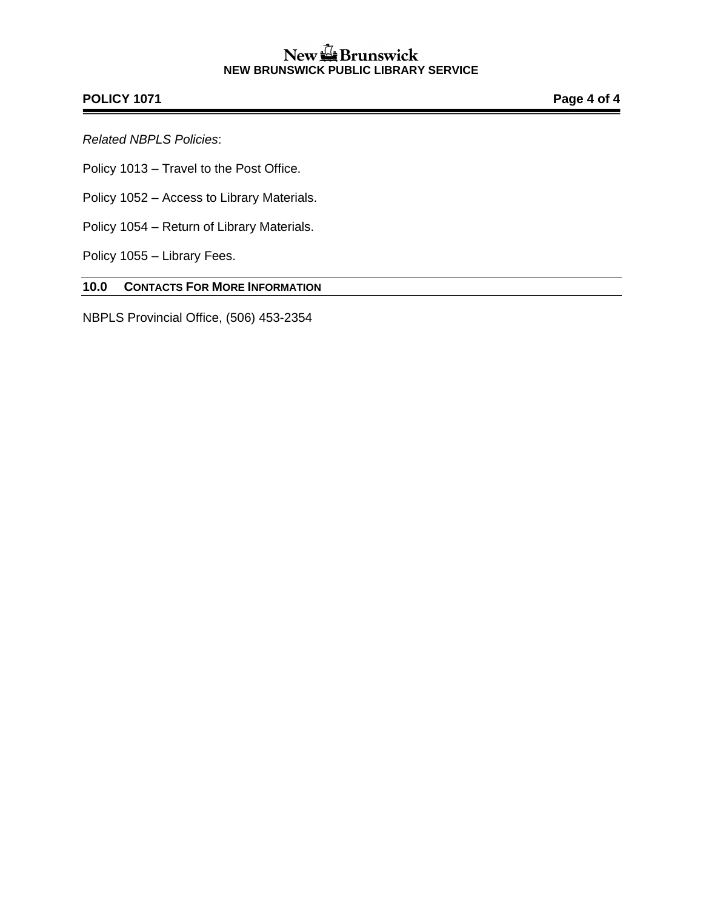*Related NBPLS Policies*:

Policy 1013 – Travel to the Post Office.

Policy 1052 – Access to Library Materials.

Policy 1054 – Return of Library Materials.

Policy 1055 – Library Fees.

## 10.0 CONTACTS FOR MORE INFORMATION

NBPLS Provincial Office, (506) 453-2354